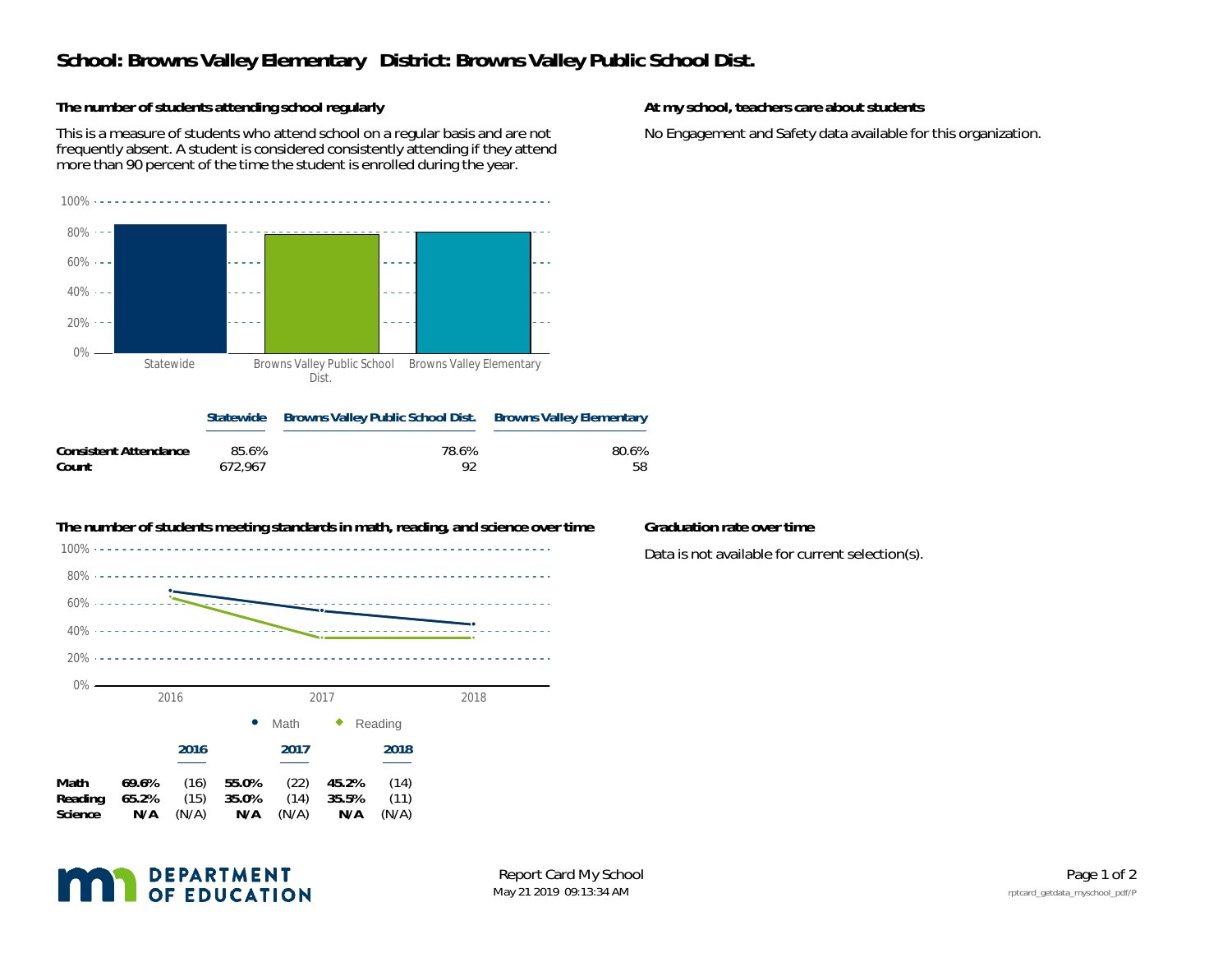# School: Browns Valley Elementary District: Browns Valley Public School Dist.

### The number of students attending school regularly

This is a measure of students who attend school on a regular basis and are not frequently absent. A student is considered consistently attending if they attend more than 90 percent of the time the student is enrolled during the year.

| | Statewide | Browns Valley Public School Dist. | Browns Valley Elementary |
|---|---|---|---|
| **Consistent Attendance** | 85.6% | 78.6% | 80.6% |
| **Count** | 672,967 | 92 | 58 |

### At my school, teachers care about students

No Engagement and Safety data available for this organization.

### The number of students meeting standards in math, reading, and science over time

| | 2016 | | 2017 | | 2018 | |
|---|---|---|---|---|---|---|
| **Math** | **69.6%** | (16) | **55.0%** | (22) | **45.2%** | (14) |
| **Reading** | **65.2%** | (15) | **35.0%** | (14) | **35.5%** | (11) |
| **Science** | **N/A** | (N/A) | **N/A** | (N/A) | **N/A** | (N/A) |

### Graduation rate over time

Data is not available for current selection(s).

DEPARTMENT OF EDUCATION

Report Card My School

May 21 2019 09:13:34 AM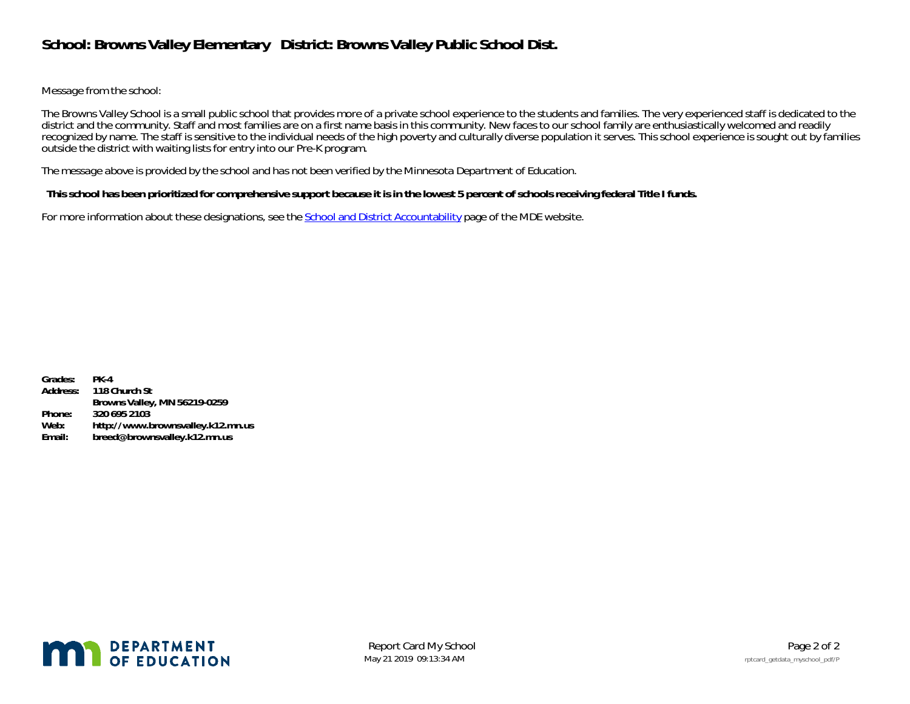## School: Browns Valley Elementary District: Browns Valley Public School Dist.

Message from the school:

The Browns Valley School is a small public school that provides more of a private school experience to the students and families. The very experienced staff is dedicated to the district and the community. Staff and most families are on a first name basis in this community. New faces to our school family are enthusiastically welcomed and readily recognized by name. The staff is sensitive to the individual needs of the high poverty and culturally diverse population it serves. This school experience is sought out by families outside the district with waiting lists for entry into our Pre-K program.

The message above is provided by the school and has not been verified by the Minnesota Department of Education.

**This school has been prioritized for comprehensive support because it is in the lowest 5 percent of schools receiving federal Title I funds.**

For more information about these designations, see the School and District Accountability page of the MDE website.

| | |
|---|---|
| **Grades:** | **PK-4** |
| **Address:** | **118 Church St** |
| | **Browns Valley, MN 56219-0259** |
| **Phone:** | **320 695 2103** |
| **Web:** | **http://www.brownsvalley.k12.mn.us** |
| **Email:** | **breed@brownsvalley.k12.mn.us** |

DEPARTMENT OF EDUCATION

Report Card My School
May 21 2019 09:13:34 AM